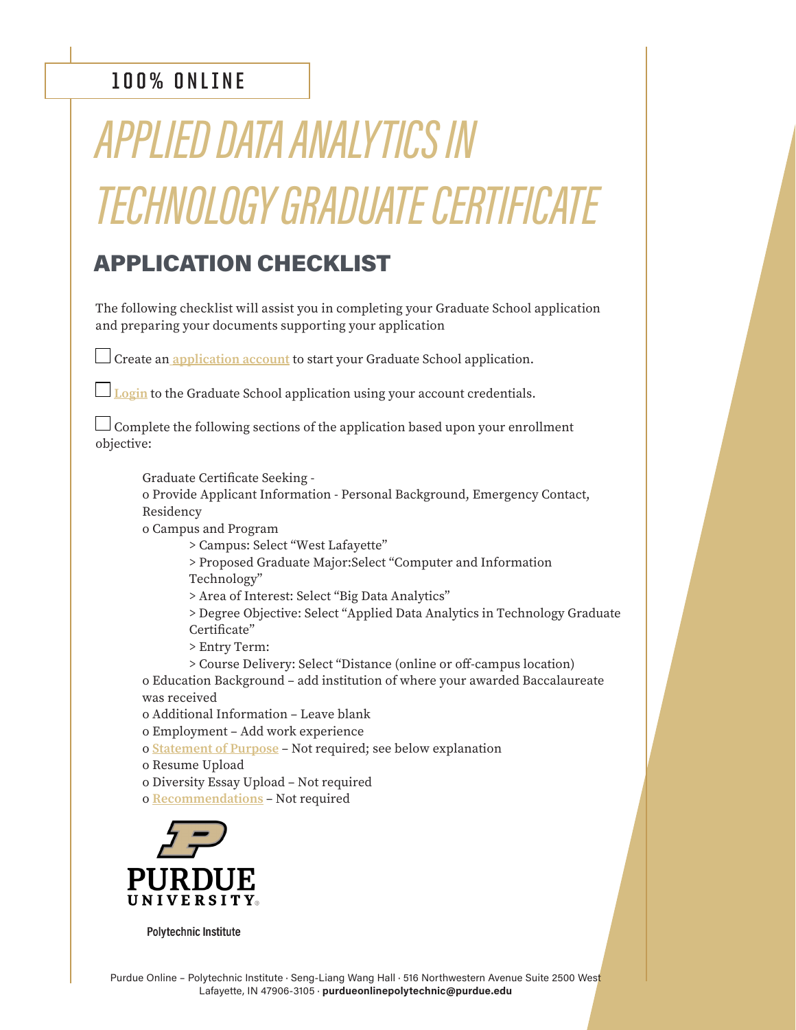100% ONLINE

# APPLIED DATA ANALYTICS IN TECHNOLOGY GRADUATE CERTIFICATE

## APPLICATION CHECKLIST

The following checklist will assist you in completing your Graduate School application and preparing your documents supporting your application

☐ Create an application account to start your Graduate School application.

☐ Login to the Graduate School application using your account credentials.

☐ Complete the following sections of the application based upon your enrollment objective:

Graduate Certificate Seeking -

- Provide Applicant Information - Personal Background, Emergency Contact, Residency
- Campus and Program
  - > Campus: Select "West Lafayette"
  - > Proposed Graduate Major:Select "Computer and Information Technology"
  - > Area of Interest: Select "Big Data Analytics"
  - > Degree Objective: Select "Applied Data Analytics in Technology Graduate Certificate"
  - > Entry Term:
  - > Course Delivery: Select "Distance (online or off-campus location)
- Education Background – add institution of where your awarded Baccalaureate was received
- Additional Information – Leave blank
- Employment – Add work experience
- Statement of Purpose – Not required; see below explanation
- Resume Upload
- Diversity Essay Upload – Not required
- Recommendations – Not required

PURDUE UNIVERSITY

Polytechnic Institute

Purdue Online – Polytechnic Institute · Seng-Liang Wang Hall · 516 Northwestern Avenue Suite 2500 West Lafayette, IN 47906-3105 · **purdueonlinepolytechnic@purdue.edu**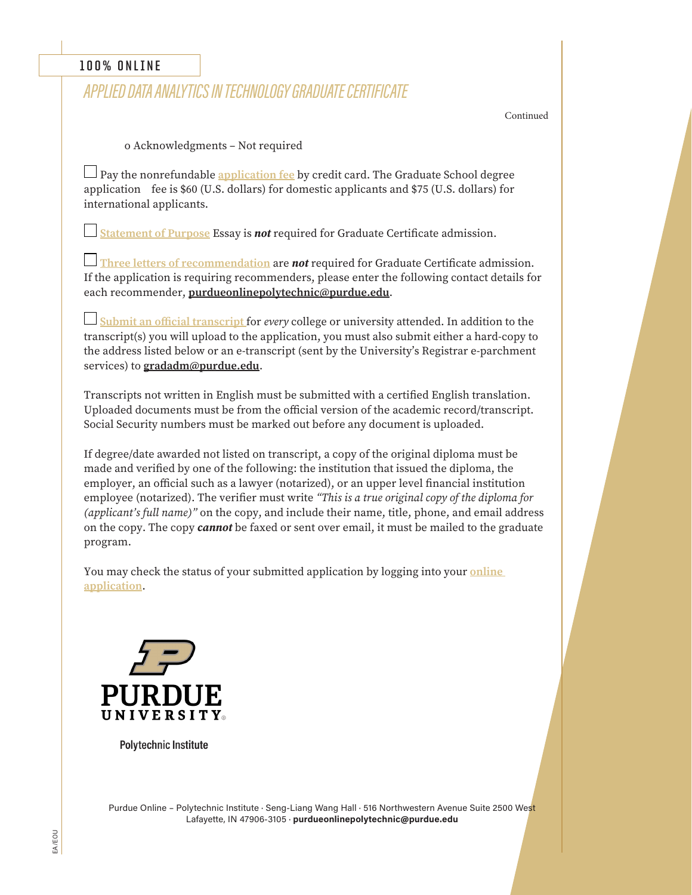## 100% ONLINE

# APPLIED DATA ANALYTICS IN TECHNOLOGY GRADUATE CERTIFICATE

Continued

- o Acknowledgments – Not required

☐ Pay the nonrefundable application fee by credit card. The Graduate School degree application fee is $60 (U.S. dollars) for domestic applicants and $75 (U.S. dollars) for international applicants.

☐ Statement of Purpose Essay is ***not*** required for Graduate Certificate admission.

☐ Three letters of recommendation are ***not*** required for Graduate Certificate admission. If the application is requiring recommenders, please enter the following contact details for each recommender, **purdueonlinepolytechnic@purdue.edu**.

☐ Submit an official transcript for *every* college or university attended. In addition to the transcript(s) you will upload to the application, you must also submit either a hard-copy to the address listed below or an e-transcript (sent by the University's Registrar e-parchment services) to **gradadm@purdue.edu**.

Transcripts not written in English must be submitted with a certified English translation. Uploaded documents must be from the official version of the academic record/transcript. Social Security numbers must be marked out before any document is uploaded.

If degree/date awarded not listed on transcript, a copy of the original diploma must be made and verified by one of the following: the institution that issued the diploma, the employer, an official such as a lawyer (notarized), or an upper level financial institution employee (notarized). The verifier must write *"This is a true original copy of the diploma for (applicant's full name)"* on the copy, and include their name, title, phone, and email address on the copy. The copy ***cannot*** be faxed or sent over email, it must be mailed to the graduate program.

You may check the status of your submitted application by logging into your online application.

PURDUE UNIVERSITY

Polytechnic Institute

Purdue Online – Polytechnic Institute · Seng-Liang Wang Hall · 516 Northwestern Avenue Suite 2500 West Lafayette, IN 47906-3105 · **purdueonlinepolytechnic@purdue.edu**

EA/EOU